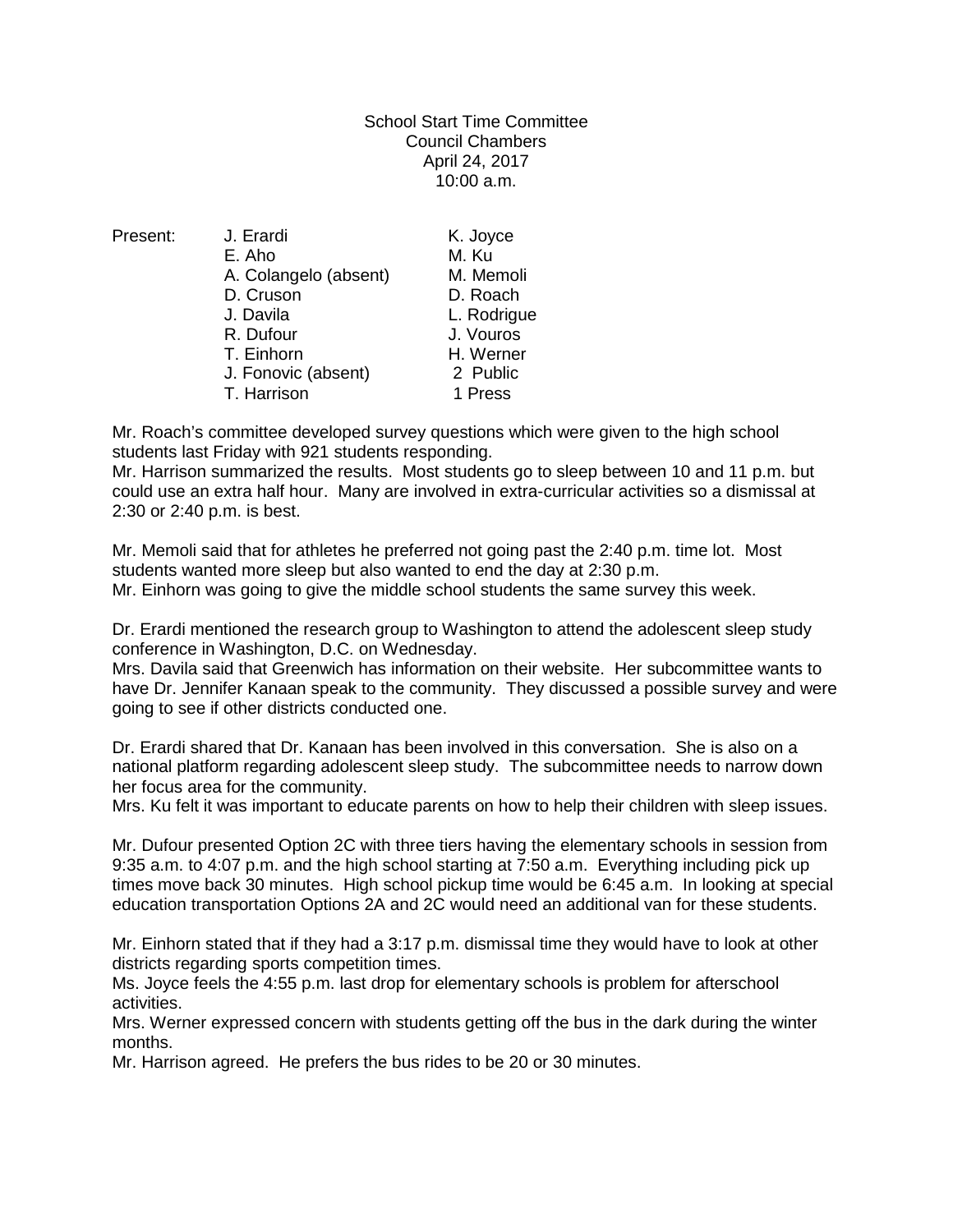School Start Time Committee
Council Chambers
April 24, 2017
10:00 a.m.

| Present: | | |
|---|---|---|
| | J. Erardi | K. Joyce |
| | E. Aho | M. Ku |
| | A. Colangelo (absent) | M. Memoli |
| | D. Cruson | D. Roach |
| | J. Davila | L. Rodrigue |
| | R. Dufour | J. Vouros |
| | T. Einhorn | H. Werner |
| | J. Fonovic (absent) | 2 Public |
| | T. Harrison | 1 Press |

Mr. Roach's committee developed survey questions which were given to the high school students last Friday with 921 students responding.
Mr. Harrison summarized the results. Most students go to sleep between 10 and 11 p.m. but could use an extra half hour. Many are involved in extra-curricular activities so a dismissal at 2:30 or 2:40 p.m. is best.

Mr. Memoli said that for athletes he preferred not going past the 2:40 p.m. time lot. Most students wanted more sleep but also wanted to end the day at 2:30 p.m.
Mr. Einhorn was going to give the middle school students the same survey this week.

Dr. Erardi mentioned the research group to Washington to attend the adolescent sleep study conference in Washington, D.C. on Wednesday.
Mrs. Davila said that Greenwich has information on their website. Her subcommittee wants to have Dr. Jennifer Kanaan speak to the community. They discussed a possible survey and were going to see if other districts conducted one.

Dr. Erardi shared that Dr. Kanaan has been involved in this conversation. She is also on a national platform regarding adolescent sleep study. The subcommittee needs to narrow down her focus area for the community.
Mrs. Ku felt it was important to educate parents on how to help their children with sleep issues.

Mr. Dufour presented Option 2C with three tiers having the elementary schools in session from 9:35 a.m. to 4:07 p.m. and the high school starting at 7:50 a.m. Everything including pick up times move back 30 minutes. High school pickup time would be 6:45 a.m. In looking at special education transportation Options 2A and 2C would need an additional van for these students.

Mr. Einhorn stated that if they had a 3:17 p.m. dismissal time they would have to look at other districts regarding sports competition times.
Ms. Joyce feels the 4:55 p.m. last drop for elementary schools is problem for afterschool activities.
Mrs. Werner expressed concern with students getting off the bus in the dark during the winter months.
Mr. Harrison agreed. He prefers the bus rides to be 20 or 30 minutes.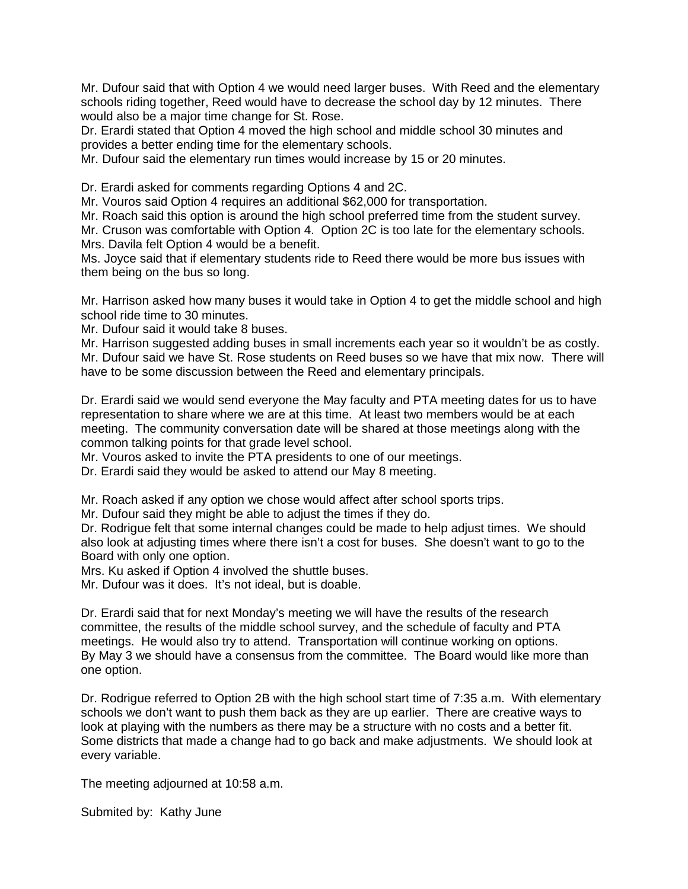Mr. Dufour said that with Option 4 we would need larger buses. With Reed and the elementary schools riding together, Reed would have to decrease the school day by 12 minutes. There would also be a major time change for St. Rose.
Dr. Erardi stated that Option 4 moved the high school and middle school 30 minutes and provides a better ending time for the elementary schools.
Mr. Dufour said the elementary run times would increase by 15 or 20 minutes.

Dr. Erardi asked for comments regarding Options 4 and 2C.
Mr. Vouros said Option 4 requires an additional $62,000 for transportation.
Mr. Roach said this option is around the high school preferred time from the student survey.
Mr. Cruson was comfortable with Option 4. Option 2C is too late for the elementary schools.
Mrs. Davila felt Option 4 would be a benefit.
Ms. Joyce said that if elementary students ride to Reed there would be more bus issues with them being on the bus so long.

Mr. Harrison asked how many buses it would take in Option 4 to get the middle school and high school ride time to 30 minutes.
Mr. Dufour said it would take 8 buses.
Mr. Harrison suggested adding buses in small increments each year so it wouldn't be as costly.
Mr. Dufour said we have St. Rose students on Reed buses so we have that mix now. There will have to be some discussion between the Reed and elementary principals.

Dr. Erardi said we would send everyone the May faculty and PTA meeting dates for us to have representation to share where we are at this time. At least two members would be at each meeting. The community conversation date will be shared at those meetings along with the common talking points for that grade level school.
Mr. Vouros asked to invite the PTA presidents to one of our meetings.
Dr. Erardi said they would be asked to attend our May 8 meeting.

Mr. Roach asked if any option we chose would affect after school sports trips.
Mr. Dufour said they might be able to adjust the times if they do.
Dr. Rodrigue felt that some internal changes could be made to help adjust times. We should also look at adjusting times where there isn't a cost for buses. She doesn't want to go to the Board with only one option.
Mrs. Ku asked if Option 4 involved the shuttle buses.
Mr. Dufour was it does. It's not ideal, but is doable.

Dr. Erardi said that for next Monday's meeting we will have the results of the research committee, the results of the middle school survey, and the schedule of faculty and PTA meetings. He would also try to attend. Transportation will continue working on options. By May 3 we should have a consensus from the committee. The Board would like more than one option.

Dr. Rodrigue referred to Option 2B with the high school start time of 7:35 a.m. With elementary schools we don't want to push them back as they are up earlier. There are creative ways to look at playing with the numbers as there may be a structure with no costs and a better fit. Some districts that made a change had to go back and make adjustments. We should look at every variable.

The meeting adjourned at 10:58 a.m.

Submited by: Kathy June